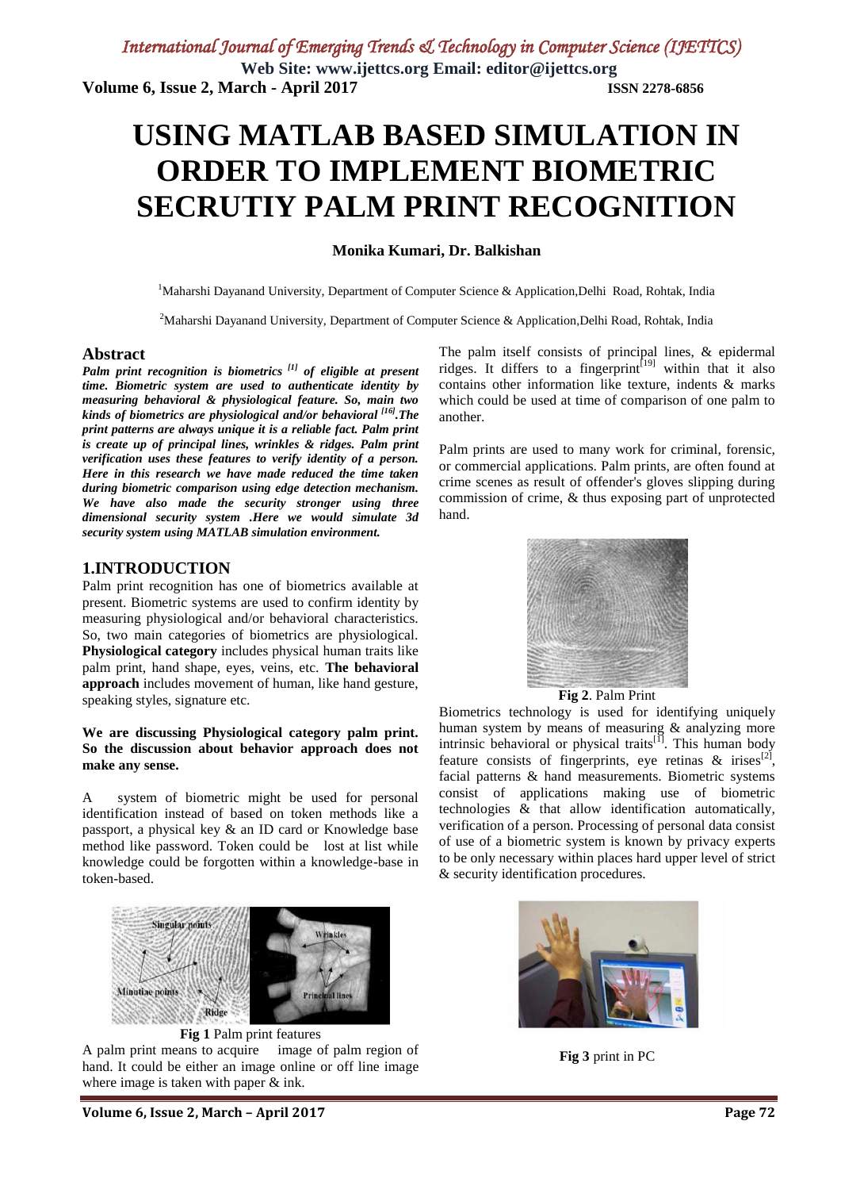# USING MATLAB BASED SIMULATION IN ORDER TO IMPLEMENT BIOMETRIC SECRUTIY PALM PRINT RECOGNITION

**Monika Kumari, Dr. Balkishan**

[1]Maharshi Dayanand University, Department of Computer Science & Application,Delhi Road, Rohtak, India

[2]Maharshi Dayanand University, Department of Computer Science & Application,Delhi Road, Rohtak, India

## Abstract

***Palm print recognition is biometrics [1] of eligible at present time. Biometric system are used to authenticate identity by measuring behavioral & physiological feature. So, main two kinds of biometrics are physiological and/or behavioral [16].The print patterns are always unique it is a reliable fact. Palm print is create up of principal lines, wrinkles & ridges. Palm print verification uses these features to verify identity of a person. Here in this research we have made reduced the time taken during biometric comparison using edge detection mechanism. We have also made the security stronger using three dimensional security system .Here we would simulate 3d security system using MATLAB simulation environment.***

## 1.INTRODUCTION

Palm print recognition has one of biometrics available at present. Biometric systems are used to confirm identity by measuring physiological and/or behavioral characteristics. So, two main categories of biometrics are physiological. **Physiological category** includes physical human traits like palm print, hand shape, eyes, veins, etc. **The behavioral approach** includes movement of human, like hand gesture, speaking styles, signature etc.

**We are discussing Physiological category palm print. So the discussion about behavior approach does not make any sense.**

A system of biometric might be used for personal identification instead of based on token methods like a passport, a physical key & an ID card or Knowledge base method like password. Token could be lost at list while knowledge could be forgotten within a knowledge-base in token-based.

**Fig 1** Palm print features

A palm print means to acquire image of palm region of hand. It could be either an image online or off line image where image is taken with paper & ink.

The palm itself consists of principal lines, & epidermal ridges. It differs to a fingerprint[19] within that it also contains other information like texture, indents & marks which could be used at time of comparison of one palm to another.

Palm prints are used to many work for criminal, forensic, or commercial applications. Palm prints, are often found at crime scenes as result of offender's gloves slipping during commission of crime, & thus exposing part of unprotected hand.

**Fig 2**. Palm Print

Biometrics technology is used for identifying uniquely human system by means of measuring & analyzing more intrinsic behavioral or physical traits[1]. This human body feature consists of fingerprints, eye retinas & irises[2], facial patterns & hand measurements. Biometric systems consist of applications making use of biometric technologies & that allow identification automatically, verification of a person. Processing of personal data consist of use of a biometric system is known by privacy experts to be only necessary within places hard upper level of strict & security identification procedures.

**Fig 3** print in PC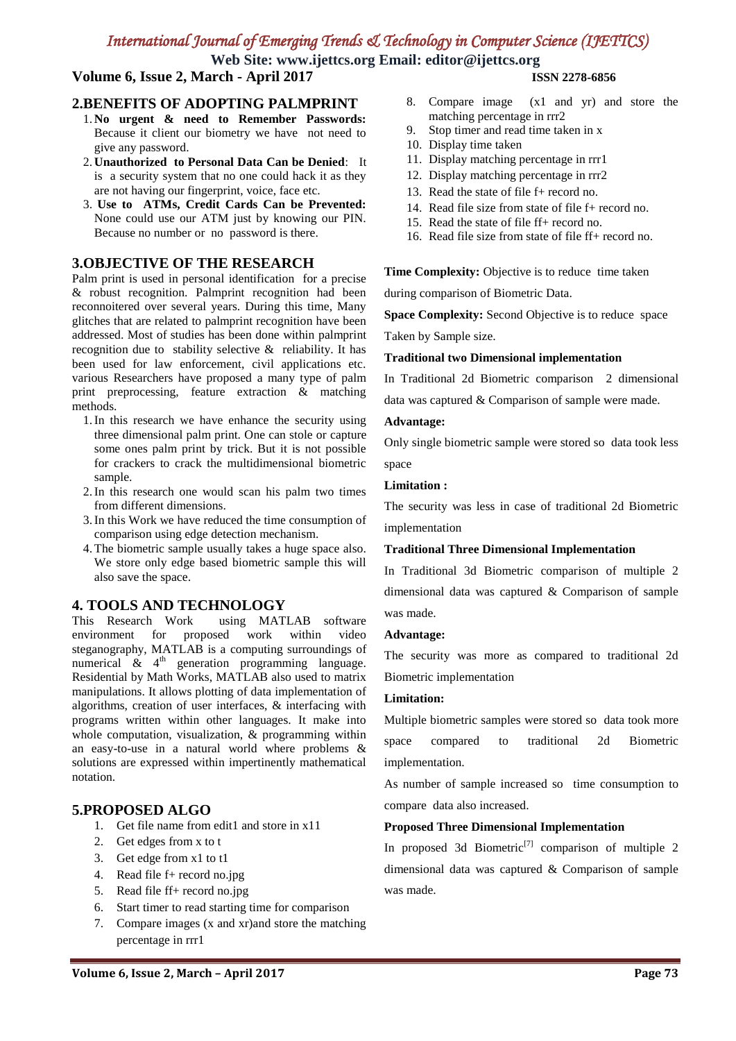## 2.BENEFITS OF ADOPTING PALMPRINT

1. **No urgent & need to Remember Passwords:** Because it client our biometry we have not need to give any password.
2. **Unauthorized to Personal Data Can be Denied**: It is a security system that no one could hack it as they are not having our fingerprint, voice, face etc.
3. **Use to ATMs, Credit Cards Can be Prevented:** None could use our ATM just by knowing our PIN. Because no number or no password is there.

## 3.OBJECTIVE OF THE RESEARCH

Palm print is used in personal identification for a precise & robust recognition. Palmprint recognition had been reconnoitered over several years. During this time, Many glitches that are related to palmprint recognition have been addressed. Most of studies has been done within palmprint recognition due to stability selective & reliability. It has been used for law enforcement, civil applications etc. various Researchers have proposed a many type of palm print preprocessing, feature extraction & matching methods.

1. In this research we have enhance the security using three dimensional palm print. One can stole or capture some ones palm print by trick. But it is not possible for crackers to crack the multidimensional biometric sample.
2. In this research one would scan his palm two times from different dimensions.
3. In this Work we have reduced the time consumption of comparison using edge detection mechanism.
4. The biometric sample usually takes a huge space also. We store only edge based biometric sample this will also save the space.

## 4. TOOLS AND TECHNOLOGY

This Research Work using MATLAB software environment for proposed work within video steganography, MATLAB is a computing surroundings of numerical & 4th generation programming language. Residential by Math Works, MATLAB also used to matrix manipulations. It allows plotting of data implementation of algorithms, creation of user interfaces, & interfacing with programs written within other languages. It make into whole computation, visualization, & programming within an easy-to-use in a natural world where problems & solutions are expressed within impertinently mathematical notation.

## 5.PROPOSED ALGO

1. Get file name from edit1 and store in x11
2. Get edges from x to t
3. Get edge from x1 to t1
4. Read file f+ record no.jpg
5. Read file ff+ record no.jpg
6. Start timer to read starting time for comparison
7. Compare images (x and xr)and store the matching percentage in rrr1
8. Compare image (x1 and yr) and store the matching percentage in rrr2
9. Stop timer and read time taken in x
10. Display time taken
11. Display matching percentage in rrr1
12. Display matching percentage in rrr2
13. Read the state of file f+ record no.
14. Read file size from state of file f+ record no.
15. Read the state of file ff+ record no.
16. Read file size from state of file ff+ record no.

**Time Complexity:** Objective is to reduce time taken during comparison of Biometric Data.

**Space Complexity:** Second Objective is to reduce space Taken by Sample size.

**Traditional two Dimensional implementation**

In Traditional 2d Biometric comparison 2 dimensional data was captured & Comparison of sample were made.

**Advantage:**

Only single biometric sample were stored so data took less space

**Limitation :**

The security was less in case of traditional 2d Biometric implementation

**Traditional Three Dimensional Implementation**

In Traditional 3d Biometric comparison of multiple 2 dimensional data was captured & Comparison of sample was made.

**Advantage:**

The security was more as compared to traditional 2d Biometric implementation

**Limitation:**

Multiple biometric samples were stored so data took more space compared to traditional 2d Biometric implementation.

As number of sample increased so time consumption to compare data also increased.

**Proposed Three Dimensional Implementation**

In proposed 3d Biometric[7] comparison of multiple 2 dimensional data was captured & Comparison of sample was made.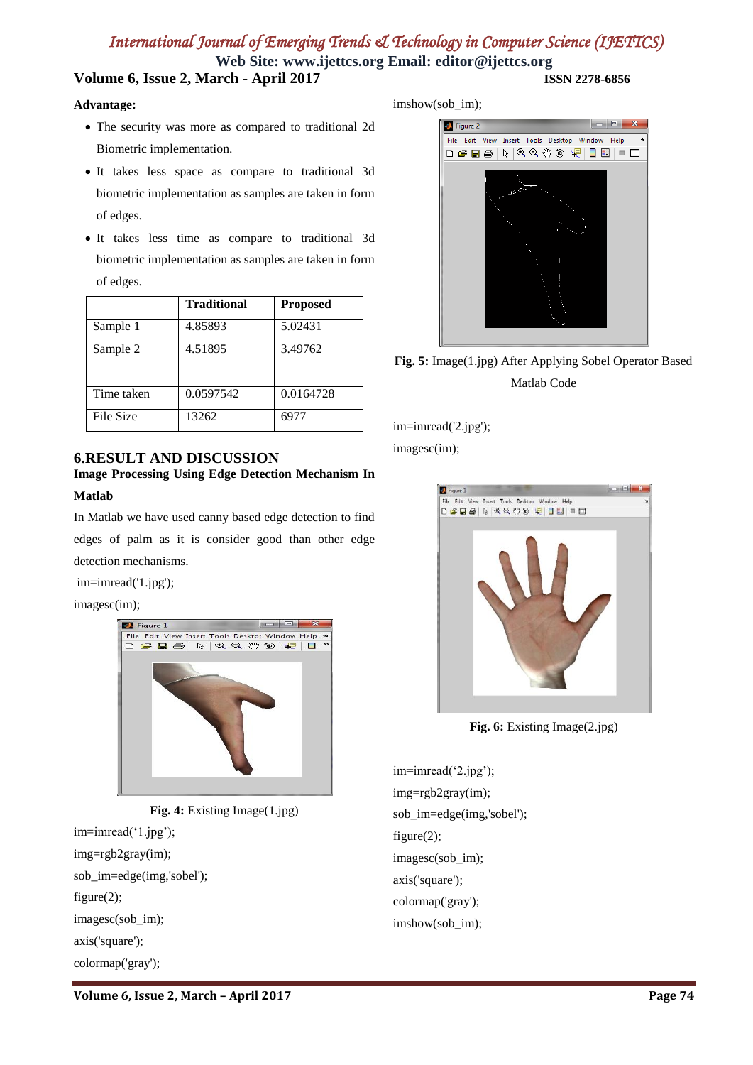**Advantage:**

- The security was more as compared to traditional 2d Biometric implementation.
- It takes less space as compare to traditional 3d biometric implementation as samples are taken in form of edges.
- It takes less time as compare to traditional 3d biometric implementation as samples are taken in form of edges.

| | Traditional | Proposed |
|---|---|---|
| Sample 1 | 4.85893 | 5.02431 |
| Sample 2 | 4.51895 | 3.49762 |
| | | |
| Time taken | 0.0597542 | 0.0164728 |
| File Size | 13262 | 6977 |

## 6.RESULT AND DISCUSSION

### Image Processing Using Edge Detection Mechanism In Matlab

In Matlab we have used canny based edge detection to find edges of palm as it is consider good than other edge detection mechanisms.

```
im=imread('1.jpg');
imagesc(im);
```

**Fig. 4:** Existing Image(1.jpg)

```
im=imread('1.jpg');
img=rgb2gray(im);
sob_im=edge(img,'sobel');
figure(2);
imagesc(sob_im);
axis('square');
colormap('gray');
imshow(sob_im);
```

**Fig. 5:** Image(1.jpg) After Applying Sobel Operator Based Matlab Code

```
im=imread('2.jpg');
imagesc(im);
```

**Fig. 6:** Existing Image(2.jpg)

```
im=imread('2.jpg');
img=rgb2gray(im);
sob_im=edge(img,'sobel');
figure(2);
imagesc(sob_im);
axis('square');
colormap('gray');
imshow(sob_im);
```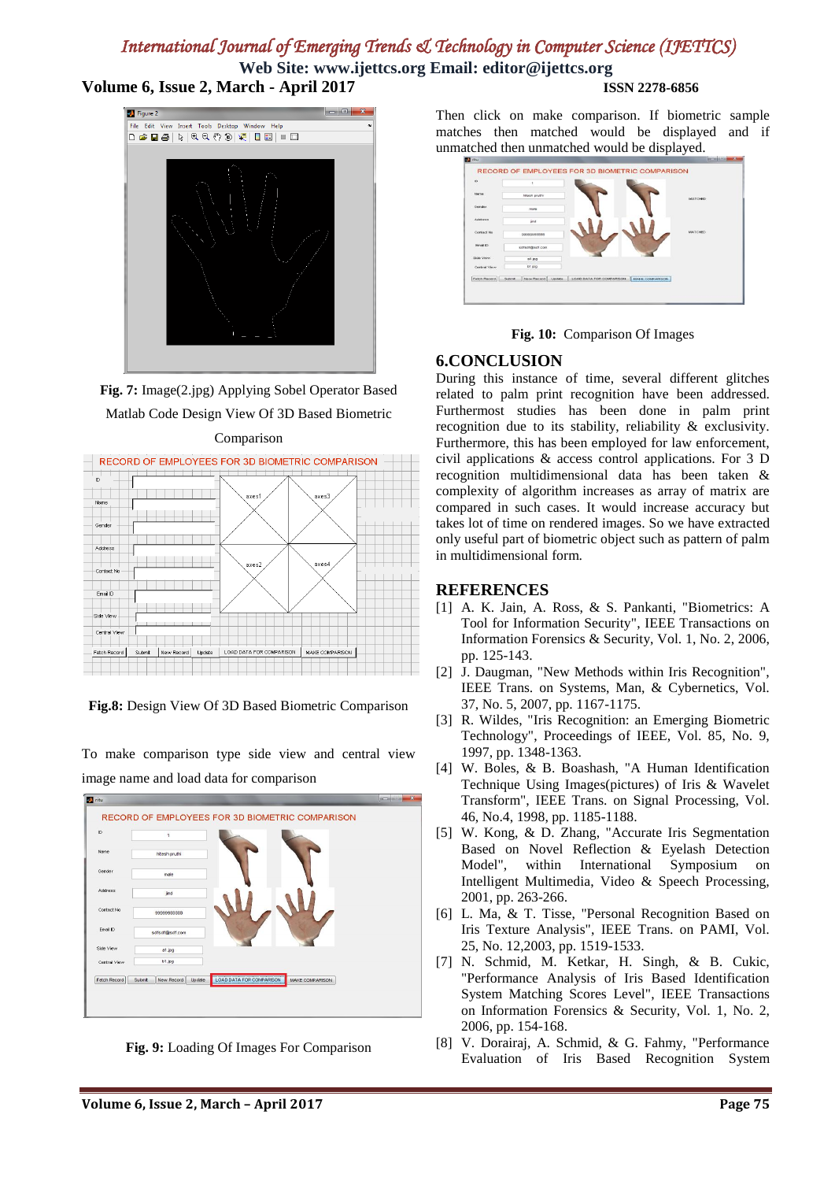**Fig. 7:** Image(2.jpg) Applying Sobel Operator Based Matlab Code Design View Of 3D Based Biometric Comparison

**Fig.8:** Design View Of 3D Based Biometric Comparison

To make comparison type side view and central view image name and load data for comparison

**Fig. 9:** Loading Of Images For Comparison

Then click on make comparison. If biometric sample matches then matched would be displayed and if unmatched then unmatched would be displayed.

**Fig. 10:** Comparison Of Images

## 6.CONCLUSION

During this instance of time, several different glitches related to palm print recognition have been addressed. Furthermost studies has been done in palm print recognition due to its stability, reliability & exclusivity. Furthermore, this has been employed for law enforcement, civil applications & access control applications. For 3 D recognition multidimensional data has been taken & complexity of algorithm increases as array of matrix are compared in such cases. It would increase accuracy but takes lot of time on rendered images. So we have extracted only useful part of biometric object such as pattern of palm in multidimensional form.

## REFERENCES

[1] A. K. Jain, A. Ross, & S. Pankanti, "Biometrics: A Tool for Information Security", IEEE Transactions on Information Forensics & Security, Vol. 1, No. 2, 2006, pp. 125-143.

[2] J. Daugman, "New Methods within Iris Recognition", IEEE Trans. on Systems, Man, & Cybernetics, Vol. 37, No. 5, 2007, pp. 1167-1175.

[3] R. Wildes, "Iris Recognition: an Emerging Biometric Technology", Proceedings of IEEE, Vol. 85, No. 9, 1997, pp. 1348-1363.

[4] W. Boles, & B. Boashash, "A Human Identification Technique Using Images(pictures) of Iris & Wavelet Transform", IEEE Trans. on Signal Processing, Vol. 46, No.4, 1998, pp. 1185-1188.

[5] W. Kong, & D. Zhang, "Accurate Iris Segmentation Based on Novel Reflection & Eyelash Detection Model", within International Symposium on Intelligent Multimedia, Video & Speech Processing, 2001, pp. 263-266.

[6] L. Ma, & T. Tisse, "Personal Recognition Based on Iris Texture Analysis", IEEE Trans. on PAMI, Vol. 25, No. 12,2003, pp. 1519-1533.

[7] N. Schmid, M. Ketkar, H. Singh, & B. Cukic, "Performance Analysis of Iris Based Identification System Matching Scores Level", IEEE Transactions on Information Forensics & Security, Vol. 1, No. 2, 2006, pp. 154-168.

[8] V. Dorairaj, A. Schmid, & G. Fahmy, "Performance Evaluation of Iris Based Recognition System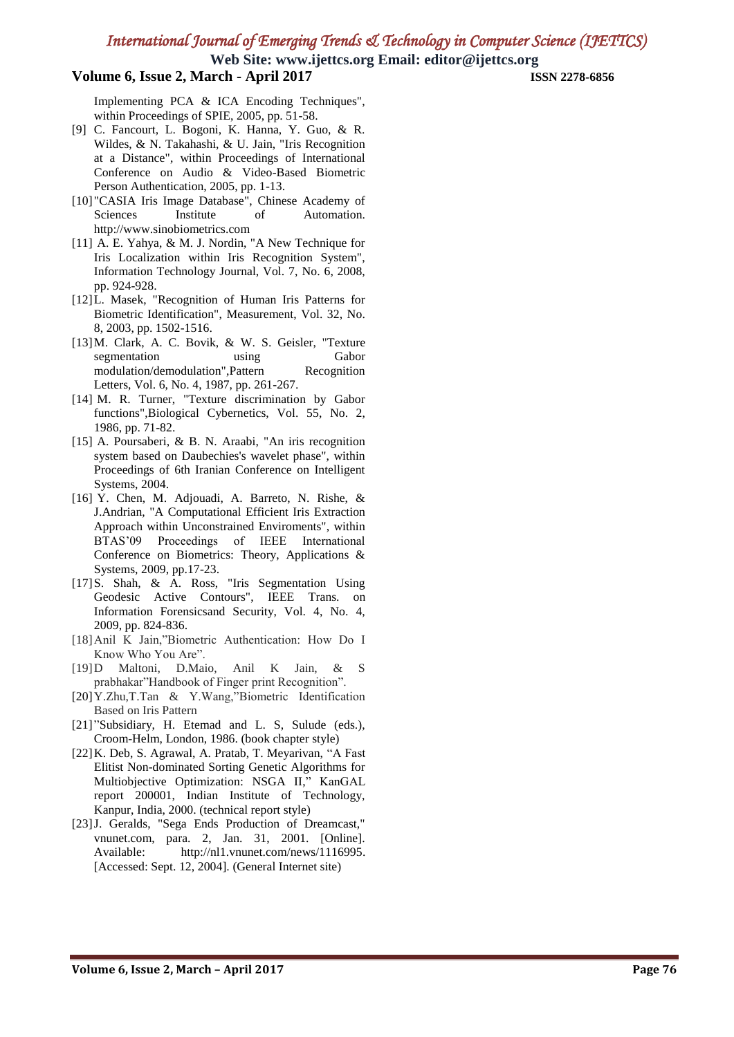Implementing PCA & ICA Encoding Techniques", within Proceedings of SPIE, 2005, pp. 51-58.

[9] C. Fancourt, L. Bogoni, K. Hanna, Y. Guo, & R. Wildes, & N. Takahashi, & U. Jain, "Iris Recognition at a Distance", within Proceedings of International Conference on Audio & Video-Based Biometric Person Authentication, 2005, pp. 1-13.

[10] "CASIA Iris Image Database", Chinese Academy of Sciences Institute of Automation. http://www.sinobiometrics.com

[11] A. E. Yahya, & M. J. Nordin, "A New Technique for Iris Localization within Iris Recognition System", Information Technology Journal, Vol. 7, No. 6, 2008, pp. 924-928.

[12] L. Masek, "Recognition of Human Iris Patterns for Biometric Identification", Measurement, Vol. 32, No. 8, 2003, pp. 1502-1516.

[13] M. Clark, A. C. Bovik, & W. S. Geisler, "Texture segmentation using Gabor modulation/demodulation",Pattern Recognition Letters, Vol. 6, No. 4, 1987, pp. 261-267.

[14] M. R. Turner, "Texture discrimination by Gabor functions",Biological Cybernetics, Vol. 55, No. 2, 1986, pp. 71-82.

[15] A. Poursaberi, & B. N. Araabi, "An iris recognition system based on Daubechies's wavelet phase", within Proceedings of 6th Iranian Conference on Intelligent Systems, 2004.

[16] Y. Chen, M. Adjouadi, A. Barreto, N. Rishe, & J.Andrian, "A Computational Efficient Iris Extraction Approach within Unconstrained Enviroments", within BTAS'09 Proceedings of IEEE International Conference on Biometrics: Theory, Applications & Systems, 2009, pp.17-23.

[17] S. Shah, & A. Ross, "Iris Segmentation Using Geodesic Active Contours", IEEE Trans. on Information Forensicsand Security, Vol. 4, No. 4, 2009, pp. 824-836.

[18] Anil K Jain,"Biometric Authentication: How Do I Know Who You Are".

[19] D Maltoni, D.Maio, Anil K Jain, & S prabhakar"Handbook of Finger print Recognition".

[20] Y.Zhu,T.Tan & Y.Wang,"Biometric Identification Based on Iris Pattern

[21] "Subsidiary, H. Etemad and L. S, Sulude (eds.), Croom-Helm, London, 1986. (book chapter style)

[22] K. Deb, S. Agrawal, A. Pratab, T. Meyarivan, "A Fast Elitist Non-dominated Sorting Genetic Algorithms for Multiobjective Optimization: NSGA II," KanGAL report 200001, Indian Institute of Technology, Kanpur, India, 2000. (technical report style)

[23] J. Geralds, "Sega Ends Production of Dreamcast," vnunet.com, para. 2, Jan. 31, 2001. [Online]. Available: http://nl1.vnunet.com/news/1116995. [Accessed: Sept. 12, 2004]. (General Internet site)